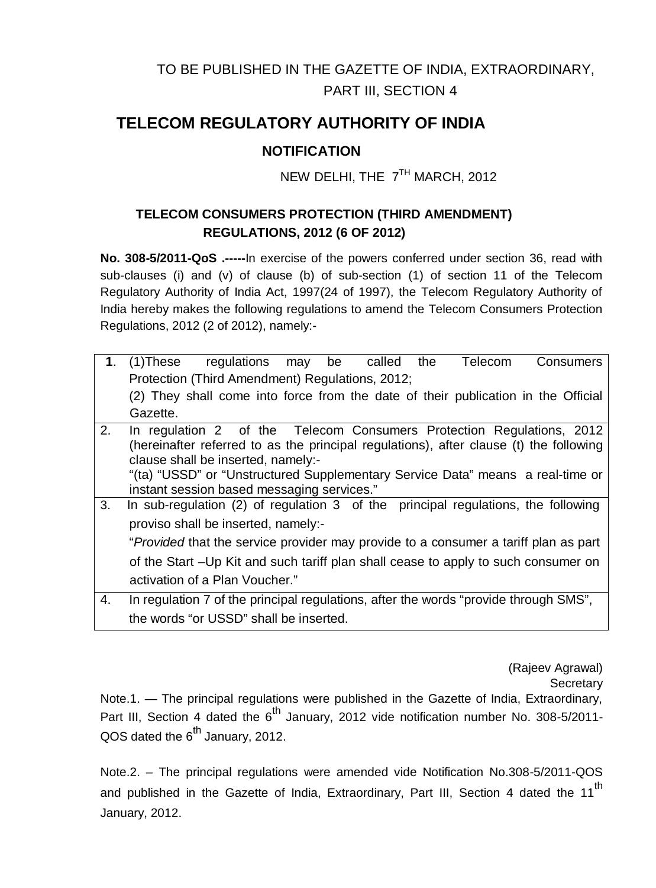TO BE PUBLISHED IN THE GAZETTE OF INDIA, EXTRAORDINARY, PART III, SECTION 4

# TELECOM REGULATORY AUTHORITY OF INDIA

## NOTIFICATION

NEW DELHI, THE 7TH MARCH, 2012

### TELECOM CONSUMERS PROTECTION (THIRD AMENDMENT) REGULATIONS, 2012 (6 OF 2012)

**No. 308-5/2011-QoS .-----**In exercise of the powers conferred under section 36, read with sub-clauses (i) and (v) of clause (b) of sub-section (1) of section 11 of the Telecom Regulatory Authority of India Act, 1997(24 of 1997), the Telecom Regulatory Authority of India hereby makes the following regulations to amend the Telecom Consumers Protection Regulations, 2012 (2 of 2012), namely:-

| | |
|---|---|
| **1**. | (1)These regulations may be called the Telecom Consumers Protection (Third Amendment) Regulations, 2012; (2) They shall come into force from the date of their publication in the Official Gazette. |
| 2. | In regulation 2 of the Telecom Consumers Protection Regulations, 2012 (hereinafter referred to as the principal regulations), after clause (t) the following clause shall be inserted, namely:- "(ta) "USSD" or "Unstructured Supplementary Service Data" means a real-time or instant session based messaging services." |
| 3. | In sub-regulation (2) of regulation 3 of the principal regulations, the following proviso shall be inserted, namely:- "*Provided* that the service provider may provide to a consumer a tariff plan as part of the Start –Up Kit and such tariff plan shall cease to apply to such consumer on activation of a Plan Voucher." |
| 4. | In regulation 7 of the principal regulations, after the words "provide through SMS", the words "or USSD" shall be inserted. |

(Rajeev Agrawal)
Secretary

Note.1. — The principal regulations were published in the Gazette of India, Extraordinary, Part III, Section 4 dated the 6th January, 2012 vide notification number No. 308-5/2011-QOS dated the 6th January, 2012.

Note.2. – The principal regulations were amended vide Notification No.308-5/2011-QOS and published in the Gazette of India, Extraordinary, Part III, Section 4 dated the 11th January, 2012.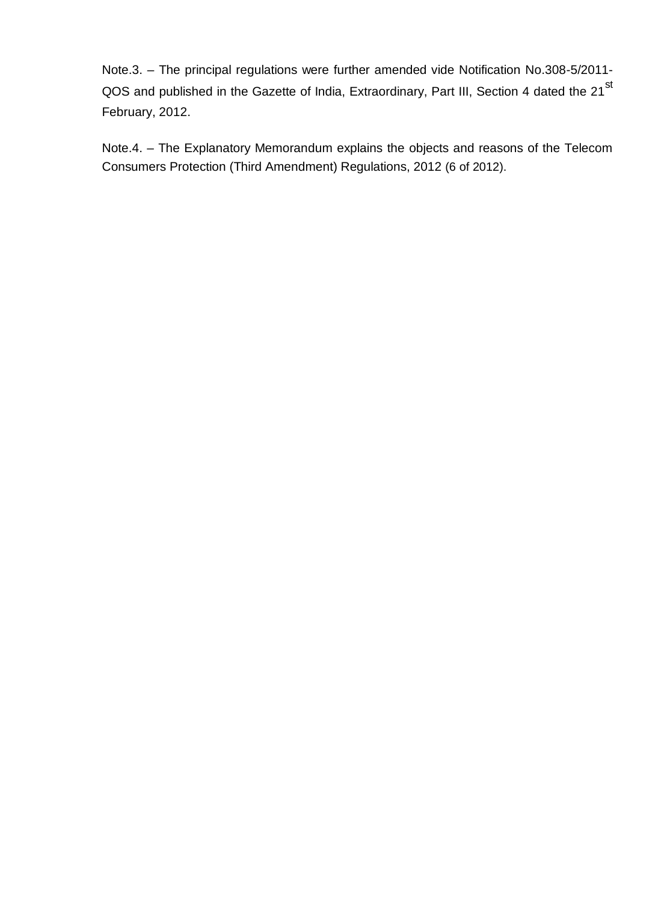Note.3. – The principal regulations were further amended vide Notification No.308-5/2011-QOS and published in the Gazette of India, Extraordinary, Part III, Section 4 dated the 21st February, 2012.

Note.4. – The Explanatory Memorandum explains the objects and reasons of the Telecom Consumers Protection (Third Amendment) Regulations, 2012 (6 of 2012).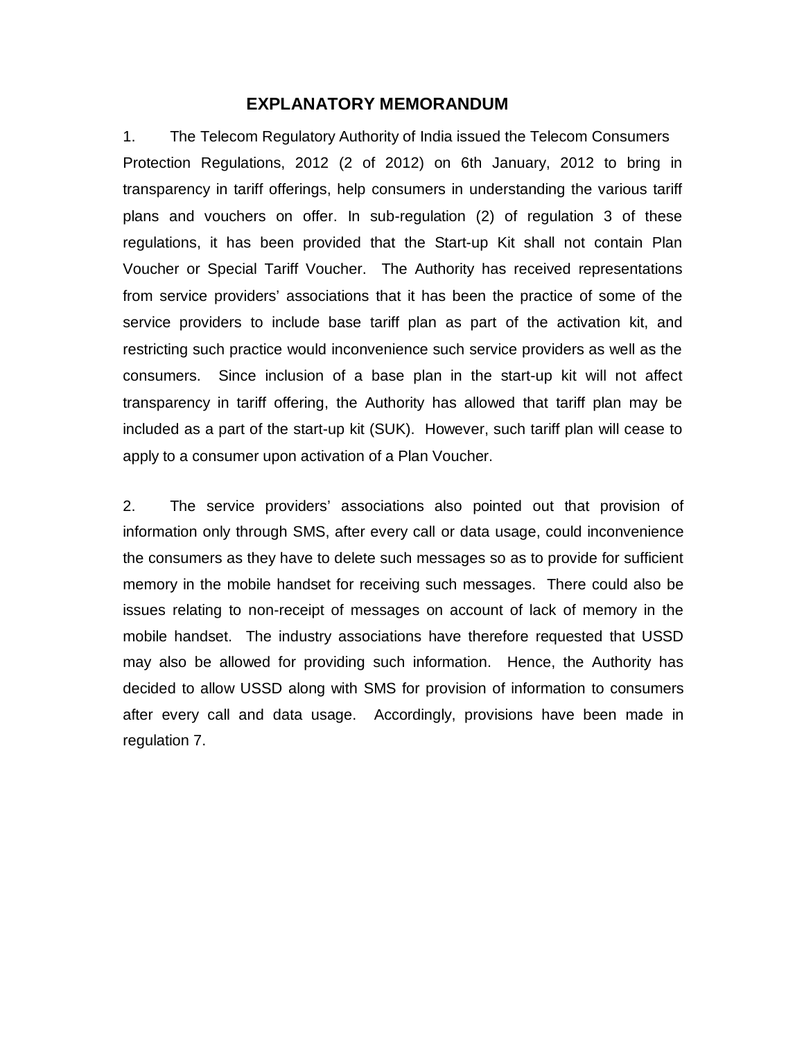# EXPLANATORY MEMORANDUM

1. The Telecom Regulatory Authority of India issued the Telecom Consumers Protection Regulations, 2012 (2 of 2012) on 6th January, 2012 to bring in transparency in tariff offerings, help consumers in understanding the various tariff plans and vouchers on offer. In sub-regulation (2) of regulation 3 of these regulations, it has been provided that the Start-up Kit shall not contain Plan Voucher or Special Tariff Voucher. The Authority has received representations from service providers' associations that it has been the practice of some of the service providers to include base tariff plan as part of the activation kit, and restricting such practice would inconvenience such service providers as well as the consumers. Since inclusion of a base plan in the start-up kit will not affect transparency in tariff offering, the Authority has allowed that tariff plan may be included as a part of the start-up kit (SUK). However, such tariff plan will cease to apply to a consumer upon activation of a Plan Voucher.

2. The service providers' associations also pointed out that provision of information only through SMS, after every call or data usage, could inconvenience the consumers as they have to delete such messages so as to provide for sufficient memory in the mobile handset for receiving such messages. There could also be issues relating to non-receipt of messages on account of lack of memory in the mobile handset. The industry associations have therefore requested that USSD may also be allowed for providing such information. Hence, the Authority has decided to allow USSD along with SMS for provision of information to consumers after every call and data usage. Accordingly, provisions have been made in regulation 7.